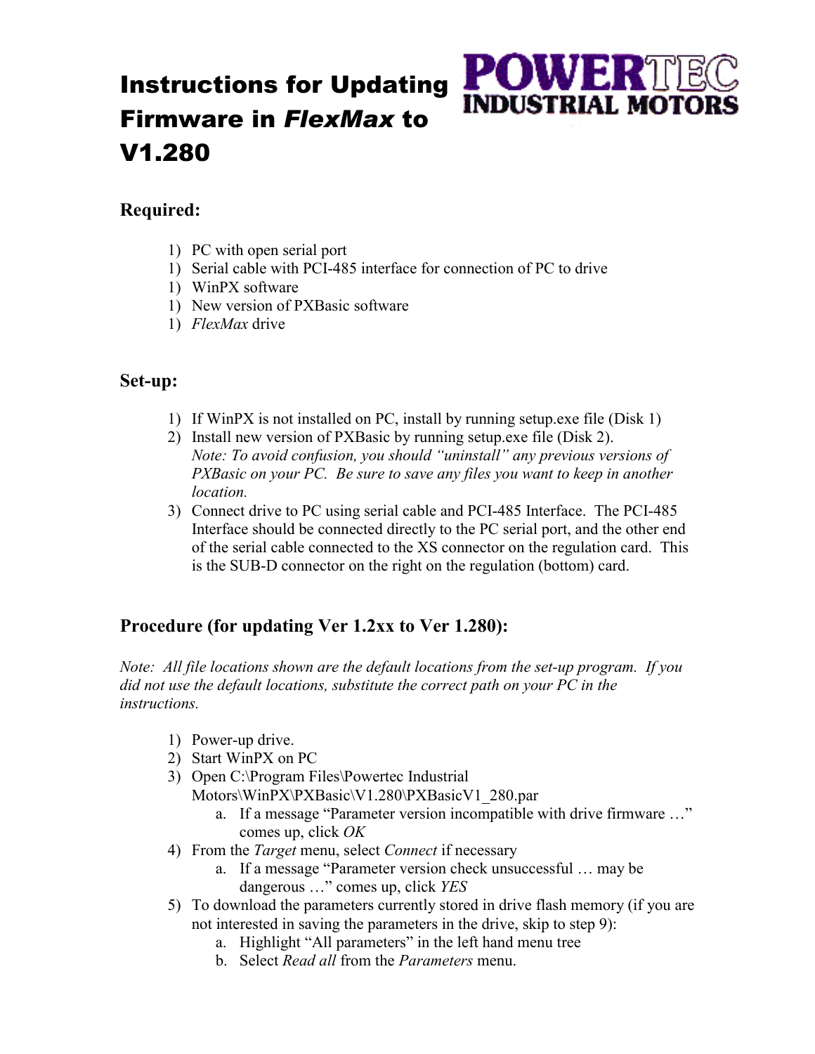# Instructions for Updating Firmware in *FlexMax* to V1.280

POWERTEC INDUSTRIAL MOTORS

## Required:

1) PC with open serial port
1) Serial cable with PCI-485 interface for connection of PC to drive
1) WinPX software
1) New version of PXBasic software
1) *FlexMax* drive

## Set-up:

1) If WinPX is not installed on PC, install by running setup.exe file (Disk 1)
2) Install new version of PXBasic by running setup.exe file (Disk 2).
   *Note: To avoid confusion, you should "uninstall" any previous versions of PXBasic on your PC. Be sure to save any files you want to keep in another location.*
3) Connect drive to PC using serial cable and PCI-485 Interface. The PCI-485 Interface should be connected directly to the PC serial port, and the other end of the serial cable connected to the XS connector on the regulation card. This is the SUB-D connector on the right on the regulation (bottom) card.

## Procedure (for updating Ver 1.2xx to Ver 1.280):

*Note: All file locations shown are the default locations from the set-up program. If you did not use the default locations, substitute the correct path on your PC in the instructions.*

1) Power-up drive.
2) Start WinPX on PC
3) Open C:\Program Files\Powertec Industrial Motors\WinPX\PXBasic\V1.280\PXBasicV1_280.par
   a. If a message "Parameter version incompatible with drive firmware …" comes up, click *OK*
4) From the *Target* menu, select *Connect* if necessary
   a. If a message "Parameter version check unsuccessful … may be dangerous …" comes up, click *YES*
5) To download the parameters currently stored in drive flash memory (if you are not interested in saving the parameters in the drive, skip to step 9):
   a. Highlight "All parameters" in the left hand menu tree
   b. Select *Read all* from the *Parameters* menu.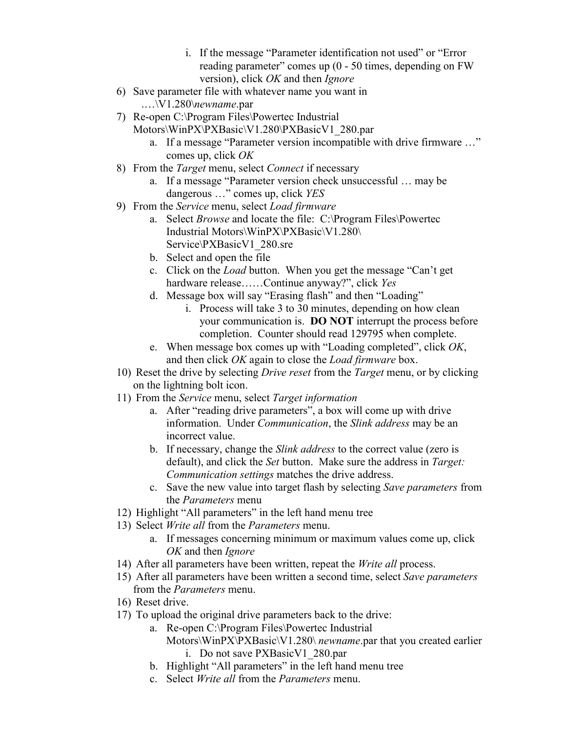i. If the message "Parameter identification not used" or "Error reading parameter" comes up (0 - 50 times, depending on FW version), click *OK* and then *Ignore*

6) Save parameter file with whatever name you want in ….\V1.280\*newname*.par
7) Re-open C:\Program Files\Powertec Industrial Motors\WinPX\PXBasic\V1.280\PXBasicV1_280.par
    a. If a message "Parameter version incompatible with drive firmware …" comes up, click *OK*
8) From the *Target* menu, select *Connect* if necessary
    a. If a message "Parameter version check unsuccessful … may be dangerous …" comes up, click *YES*
9) From the *Service* menu, select *Load firmware*
    a. Select *Browse* and locate the file: C:\Program Files\Powertec Industrial Motors\WinPX\PXBasic\V1.280\Service\PXBasicV1_280.sre
    b. Select and open the file
    c. Click on the *Load* button. When you get the message "Can't get hardware release……Continue anyway?", click *Yes*
    d. Message box will say "Erasing flash" and then "Loading"
        i. Process will take 3 to 30 minutes, depending on how clean your communication is. **DO NOT** interrupt the process before completion. Counter should read 129795 when complete.
    e. When message box comes up with "Loading completed", click *OK*, and then click *OK* again to close the *Load firmware* box.
10) Reset the drive by selecting *Drive reset* from the *Target* menu, or by clicking on the lightning bolt icon.
11) From the *Service* menu, select *Target information*
    a. After "reading drive parameters", a box will come up with drive information. Under *Communication*, the *Slink address* may be an incorrect value.
    b. If necessary, change the *Slink address* to the correct value (zero is default), and click the *Set* button. Make sure the address in *Target: Communication settings* matches the drive address.
    c. Save the new value into target flash by selecting *Save parameters* from the *Parameters* menu
12) Highlight "All parameters" in the left hand menu tree
13) Select *Write all* from the *Parameters* menu.
    a. If messages concerning minimum or maximum values come up, click *OK* and then *Ignore*
14) After all parameters have been written, repeat the *Write all* process.
15) After all parameters have been written a second time, select *Save parameters* from the *Parameters* menu.
16) Reset drive.
17) To upload the original drive parameters back to the drive:
    a. Re-open C:\Program Files\Powertec Industrial Motors\WinPX\PXBasic\V1.280\ *newname*.par that you created earlier
        i. Do not save PXBasicV1_280.par
    b. Highlight "All parameters" in the left hand menu tree
    c. Select *Write all* from the *Parameters* menu.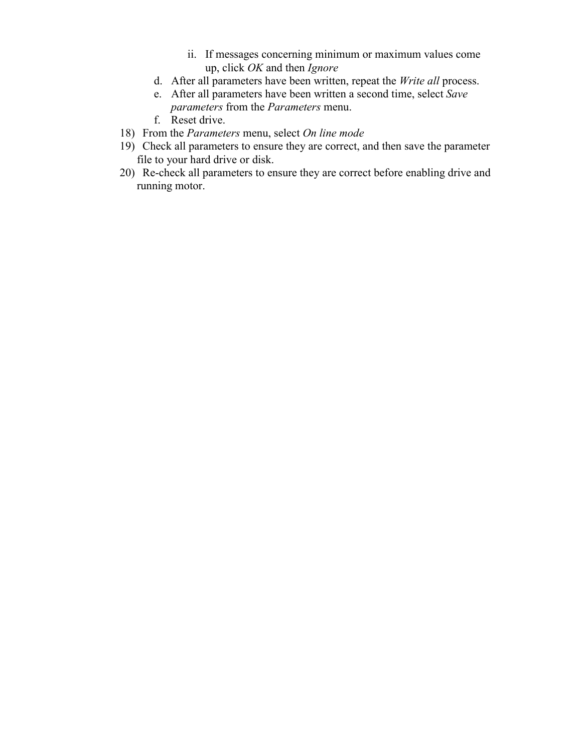ii. If messages concerning minimum or maximum values come up, click *OK* and then *Ignore*

    d. After all parameters have been written, repeat the *Write all* process.
    e. After all parameters have been written a second time, select *Save parameters* from the *Parameters* menu.
    f. Reset drive.

18) From the *Parameters* menu, select *On line mode*
19) Check all parameters to ensure they are correct, and then save the parameter file to your hard drive or disk.
20) Re-check all parameters to ensure they are correct before enabling drive and running motor.